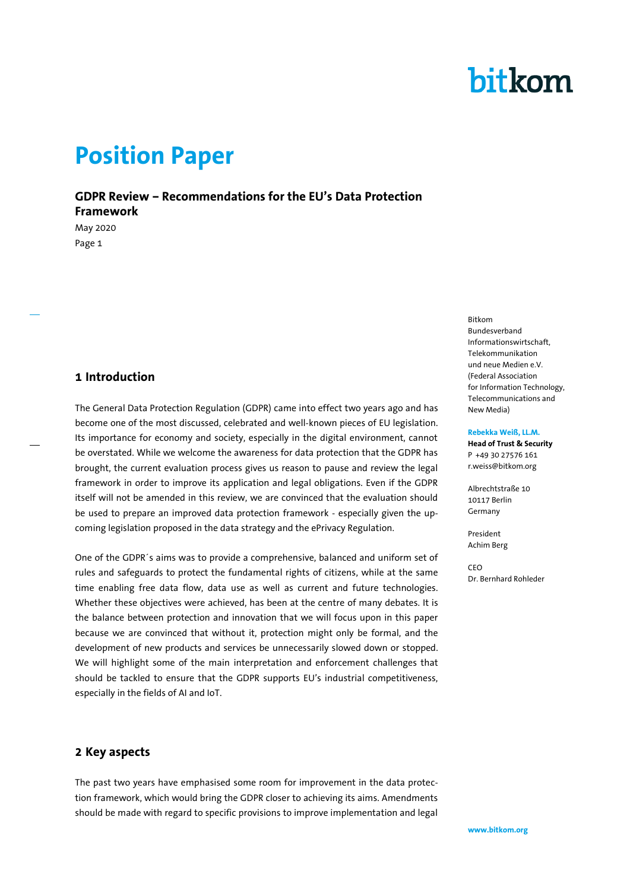bitkom

# Position Paper

## GDPR Review – Recommendations for the EU's Data Protection Framework

May 2020

Bitkom
Bundesverband
Informationswirtschaft,
Telekommunikation
und neue Medien e.V.
(Federal Association
for Information Technology,
Telecommunications and
New Media)

**Rebekka Weiß, LL.M.**
**Head of Trust & Security**
P +49 30 27576 161
r.weiss@bitkom.org

Albrechtstraße 10
10117 Berlin
Germany

President
Achim Berg

CEO
Dr. Bernhard Rohleder

## 1 Introduction

The General Data Protection Regulation (GDPR) came into effect two years ago and has become one of the most discussed, celebrated and well-known pieces of EU legislation. Its importance for economy and society, especially in the digital environment, cannot be overstated. While we welcome the awareness for data protection that the GDPR has brought, the current evaluation process gives us reason to pause and review the legal framework in order to improve its application and legal obligations. Even if the GDPR itself will not be amended in this review, we are convinced that the evaluation should be used to prepare an improved data protection framework - especially given the up-coming legislation proposed in the data strategy and the ePrivacy Regulation.

One of the GDPR´s aims was to provide a comprehensive, balanced and uniform set of rules and safeguards to protect the fundamental rights of citizens, while at the same time enabling free data flow, data use as well as current and future technologies. Whether these objectives were achieved, has been at the centre of many debates. It is the balance between protection and innovation that we will focus upon in this paper because we are convinced that without it, protection might only be formal, and the development of new products and services be unnecessarily slowed down or stopped. We will highlight some of the main interpretation and enforcement challenges that should be tackled to ensure that the GDPR supports EU's industrial competitiveness, especially in the fields of AI and IoT.

## 2 Key aspects

The past two years have emphasised some room for improvement in the data protection framework, which would bring the GDPR closer to achieving its aims. Amendments should be made with regard to specific provisions to improve implementation and legal

www.bitkom.org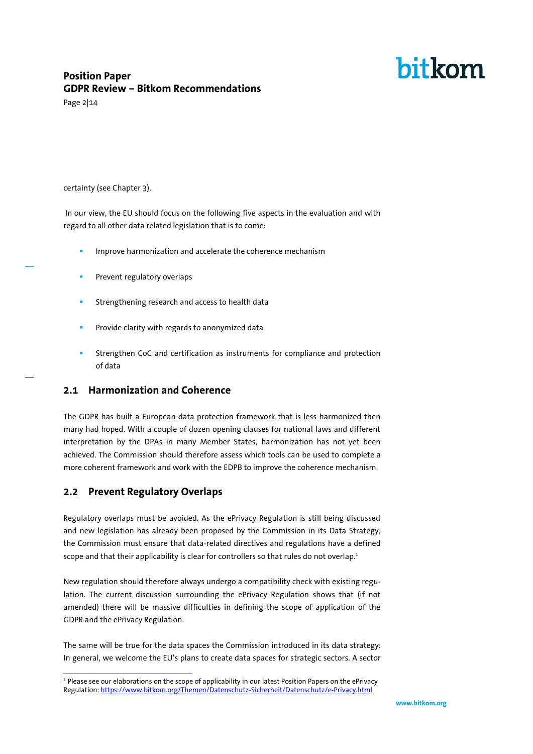certainty (see Chapter 3).

In our view, the EU should focus on the following five aspects in the evaluation and with regard to all other data related legislation that is to come:

- Improve harmonization and accelerate the coherence mechanism
- Prevent regulatory overlaps
- Strengthening research and access to health data
- Provide clarity with regards to anonymized data
- Strengthen CoC and certification as instruments for compliance and protection of data

## 2.1 Harmonization and Coherence

The GDPR has built a European data protection framework that is less harmonized then many had hoped. With a couple of dozen opening clauses for national laws and different interpretation by the DPAs in many Member States, harmonization has not yet been achieved. The Commission should therefore assess which tools can be used to complete a more coherent framework and work with the EDPB to improve the coherence mechanism.

## 2.2 Prevent Regulatory Overlaps

Regulatory overlaps must be avoided. As the ePrivacy Regulation is still being discussed and new legislation has already been proposed by the Commission in its Data Strategy, the Commission must ensure that data-related directives and regulations have a defined scope and that their applicability is clear for controllers so that rules do not overlap.[1]

New regulation should therefore always undergo a compatibility check with existing regulation. The current discussion surrounding the ePrivacy Regulation shows that (if not amended) there will be massive difficulties in defining the scope of application of the GDPR and the ePrivacy Regulation.

The same will be true for the data spaces the Commission introduced in its data strategy: In general, we welcome the EU's plans to create data spaces for strategic sectors. A sector

---

[1] Please see our elaborations on the scope of applicability in our latest Position Papers on the ePrivacy Regulation: https://www.bitkom.org/Themen/Datenschutz-Sicherheit/Datenschutz/e-Privacy.html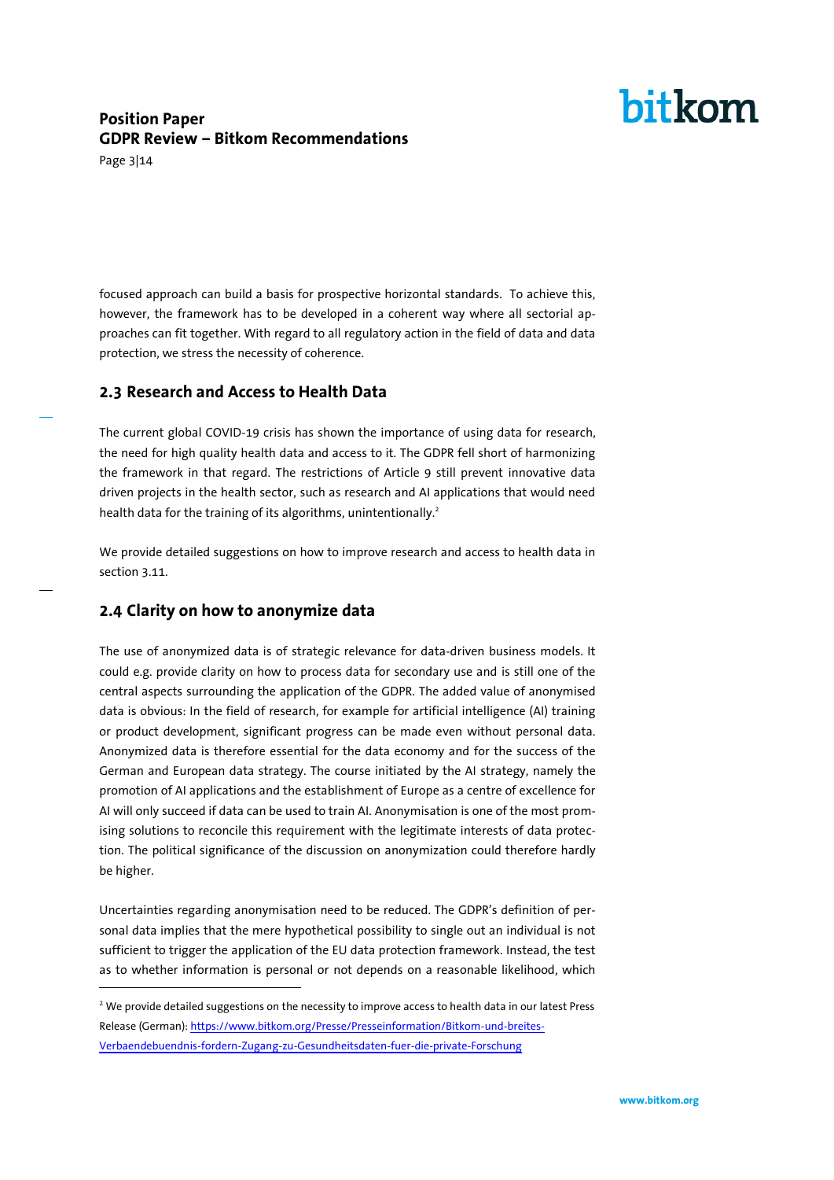focused approach can build a basis for prospective horizontal standards. To achieve this, however, the framework has to be developed in a coherent way where all sectorial approaches can fit together. With regard to all regulatory action in the field of data and data protection, we stress the necessity of coherence.

## 2.3 Research and Access to Health Data

The current global COVID-19 crisis has shown the importance of using data for research, the need for high quality health data and access to it. The GDPR fell short of harmonizing the framework in that regard. The restrictions of Article 9 still prevent innovative data driven projects in the health sector, such as research and AI applications that would need health data for the training of its algorithms, unintentionally.[2]

We provide detailed suggestions on how to improve research and access to health data in section 3.11.

## 2.4 Clarity on how to anonymize data

The use of anonymized data is of strategic relevance for data-driven business models. It could e.g. provide clarity on how to process data for secondary use and is still one of the central aspects surrounding the application of the GDPR. The added value of anonymised data is obvious: In the field of research, for example for artificial intelligence (AI) training or product development, significant progress can be made even without personal data. Anonymized data is therefore essential for the data economy and for the success of the German and European data strategy. The course initiated by the AI strategy, namely the promotion of AI applications and the establishment of Europe as a centre of excellence for AI will only succeed if data can be used to train AI. Anonymisation is one of the most promising solutions to reconcile this requirement with the legitimate interests of data protection. The political significance of the discussion on anonymization could therefore hardly be higher.

Uncertainties regarding anonymisation need to be reduced. The GDPR's definition of personal data implies that the mere hypothetical possibility to single out an individual is not sufficient to trigger the application of the EU data protection framework. Instead, the test as to whether information is personal or not depends on a reasonable likelihood, which

---

[2] We provide detailed suggestions on the necessity to improve access to health data in our latest Press Release (German): https://www.bitkom.org/Presse/Presseinformation/Bitkom-und-breites-Verbaendebuendnis-fordern-Zugang-zu-Gesundheitsdaten-fuer-die-private-Forschung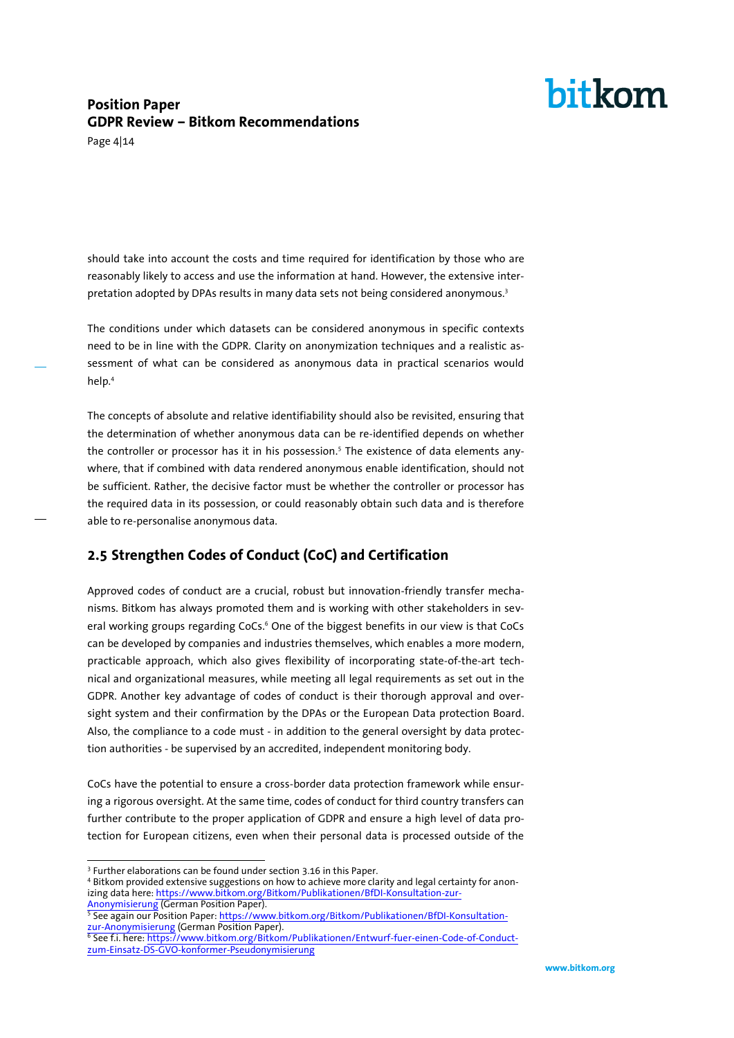should take into account the costs and time required for identification by those who are reasonably likely to access and use the information at hand. However, the extensive interpretation adopted by DPAs results in many data sets not being considered anonymous.[3]

The conditions under which datasets can be considered anonymous in specific contexts need to be in line with the GDPR. Clarity on anonymization techniques and a realistic assessment of what can be considered as anonymous data in practical scenarios would help.[4]

The concepts of absolute and relative identifiability should also be revisited, ensuring that the determination of whether anonymous data can be re-identified depends on whether the controller or processor has it in his possession.[5] The existence of data elements anywhere, that if combined with data rendered anonymous enable identification, should not be sufficient. Rather, the decisive factor must be whether the controller or processor has the required data in its possession, or could reasonably obtain such data and is therefore able to re-personalise anonymous data.

## 2.5 Strengthen Codes of Conduct (CoC) and Certification

Approved codes of conduct are a crucial, robust but innovation-friendly transfer mechanisms. Bitkom has always promoted them and is working with other stakeholders in several working groups regarding CoCs.[6] One of the biggest benefits in our view is that CoCs can be developed by companies and industries themselves, which enables a more modern, practicable approach, which also gives flexibility of incorporating state-of-the-art technical and organizational measures, while meeting all legal requirements as set out in the GDPR. Another key advantage of codes of conduct is their thorough approval and oversight system and their confirmation by the DPAs or the European Data protection Board. Also, the compliance to a code must - in addition to the general oversight by data protection authorities - be supervised by an accredited, independent monitoring body.

CoCs have the potential to ensure a cross-border data protection framework while ensuring a rigorous oversight. At the same time, codes of conduct for third country transfers can further contribute to the proper application of GDPR and ensure a high level of data protection for European citizens, even when their personal data is processed outside of the

---

[3] Further elaborations can be found under section 3.16 in this Paper.

[4] Bitkom provided extensive suggestions on how to achieve more clarity and legal certainty for anonizing data here: https://www.bitkom.org/Bitkom/Publikationen/BfDI-Konsultation-zur-Anonymisierung (German Position Paper).

[5] See again our Position Paper: https://www.bitkom.org/Bitkom/Publikationen/BfDI-Konsultation-zur-Anonymisierung (German Position Paper).

[6] See f.i. here: https://www.bitkom.org/Bitkom/Publikationen/Entwurf-fuer-einen-Code-of-Conduct-zum-Einsatz-DS-GVO-konformer-Pseudonymisierung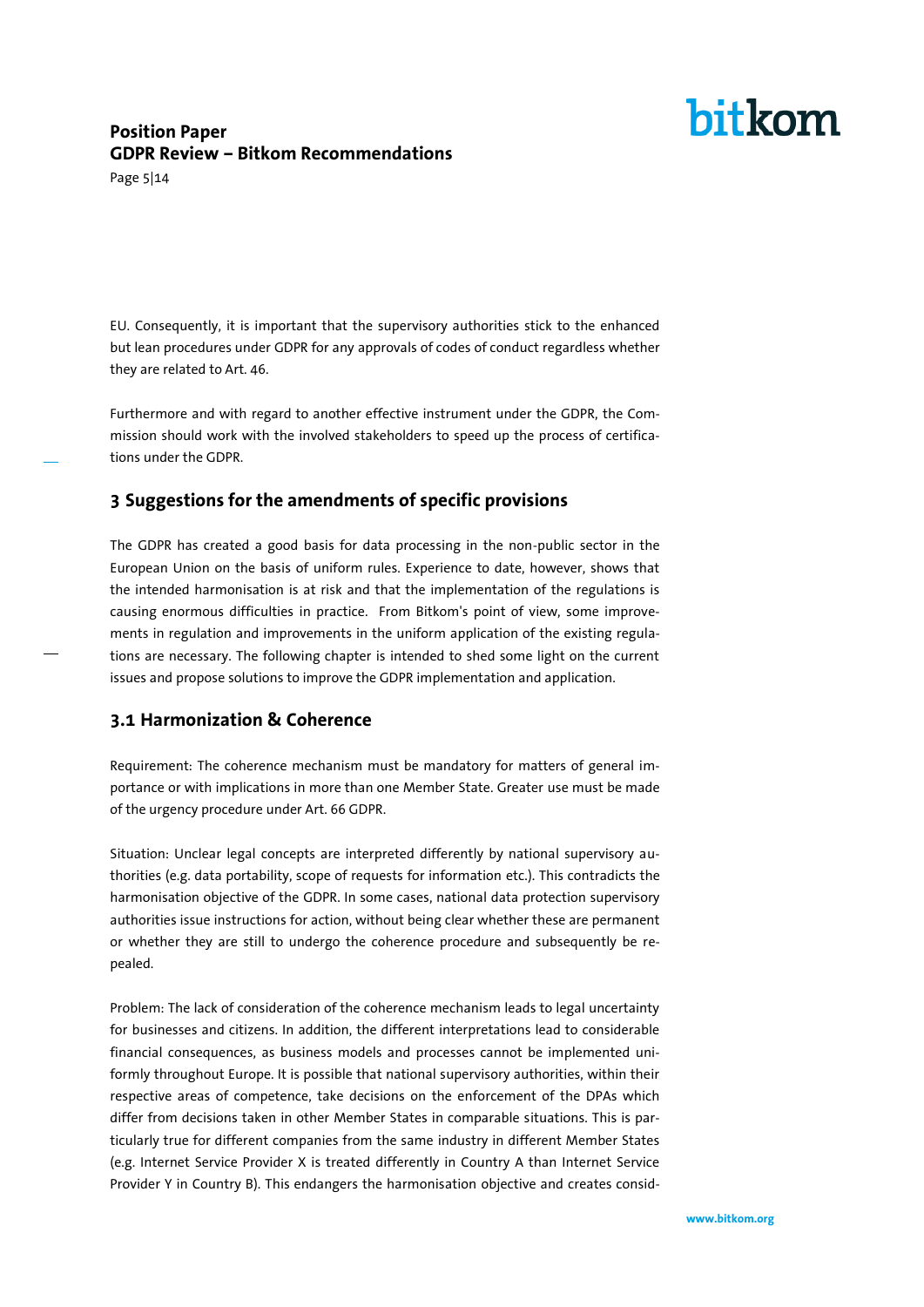EU. Consequently, it is important that the supervisory authorities stick to the enhanced but lean procedures under GDPR for any approvals of codes of conduct regardless whether they are related to Art. 46.

Furthermore and with regard to another effective instrument under the GDPR, the Commission should work with the involved stakeholders to speed up the process of certifications under the GDPR.

## 3 Suggestions for the amendments of specific provisions

The GDPR has created a good basis for data processing in the non-public sector in the European Union on the basis of uniform rules. Experience to date, however, shows that the intended harmonisation is at risk and that the implementation of the regulations is causing enormous difficulties in practice. From Bitkom's point of view, some improvements in regulation and improvements in the uniform application of the existing regulations are necessary. The following chapter is intended to shed some light on the current issues and propose solutions to improve the GDPR implementation and application.

### 3.1 Harmonization & Coherence

Requirement: The coherence mechanism must be mandatory for matters of general importance or with implications in more than one Member State. Greater use must be made of the urgency procedure under Art. 66 GDPR.

Situation: Unclear legal concepts are interpreted differently by national supervisory authorities (e.g. data portability, scope of requests for information etc.). This contradicts the harmonisation objective of the GDPR. In some cases, national data protection supervisory authorities issue instructions for action, without being clear whether these are permanent or whether they are still to undergo the coherence procedure and subsequently be repealed.

Problem: The lack of consideration of the coherence mechanism leads to legal uncertainty for businesses and citizens. In addition, the different interpretations lead to considerable financial consequences, as business models and processes cannot be implemented uniformly throughout Europe. It is possible that national supervisory authorities, within their respective areas of competence, take decisions on the enforcement of the DPAs which differ from decisions taken in other Member States in comparable situations. This is particularly true for different companies from the same industry in different Member States (e.g. Internet Service Provider X is treated differently in Country A than Internet Service Provider Y in Country B). This endangers the harmonisation objective and creates consid-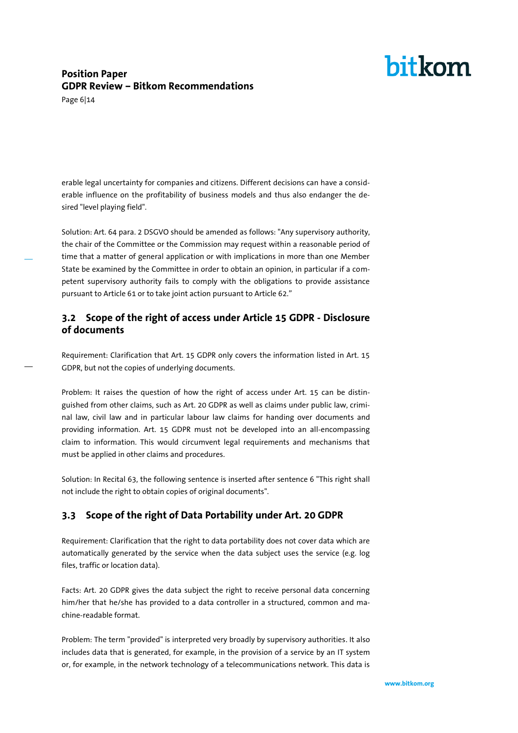erable legal uncertainty for companies and citizens. Different decisions can have a considerable influence on the profitability of business models and thus also endanger the desired "level playing field".

Solution: Art. 64 para. 2 DSGVO should be amended as follows: "Any supervisory authority, the chair of the Committee or the Commission may request within a reasonable period of time that a matter of general application or with implications in more than one Member State be examined by the Committee in order to obtain an opinion, in particular if a competent supervisory authority fails to comply with the obligations to provide assistance pursuant to Article 61 or to take joint action pursuant to Article 62."

## 3.2 Scope of the right of access under Article 15 GDPR - Disclosure of documents

Requirement: Clarification that Art. 15 GDPR only covers the information listed in Art. 15 GDPR, but not the copies of underlying documents.

Problem: It raises the question of how the right of access under Art. 15 can be distinguished from other claims, such as Art. 20 GDPR as well as claims under public law, criminal law, civil law and in particular labour law claims for handing over documents and providing information. Art. 15 GDPR must not be developed into an all-encompassing claim to information. This would circumvent legal requirements and mechanisms that must be applied in other claims and procedures.

Solution: In Recital 63, the following sentence is inserted after sentence 6 "This right shall not include the right to obtain copies of original documents".

## 3.3 Scope of the right of Data Portability under Art. 20 GDPR

Requirement: Clarification that the right to data portability does not cover data which are automatically generated by the service when the data subject uses the service (e.g. log files, traffic or location data).

Facts: Art. 20 GDPR gives the data subject the right to receive personal data concerning him/her that he/she has provided to a data controller in a structured, common and machine-readable format.

Problem: The term "provided" is interpreted very broadly by supervisory authorities. It also includes data that is generated, for example, in the provision of a service by an IT system or, for example, in the network technology of a telecommunications network. This data is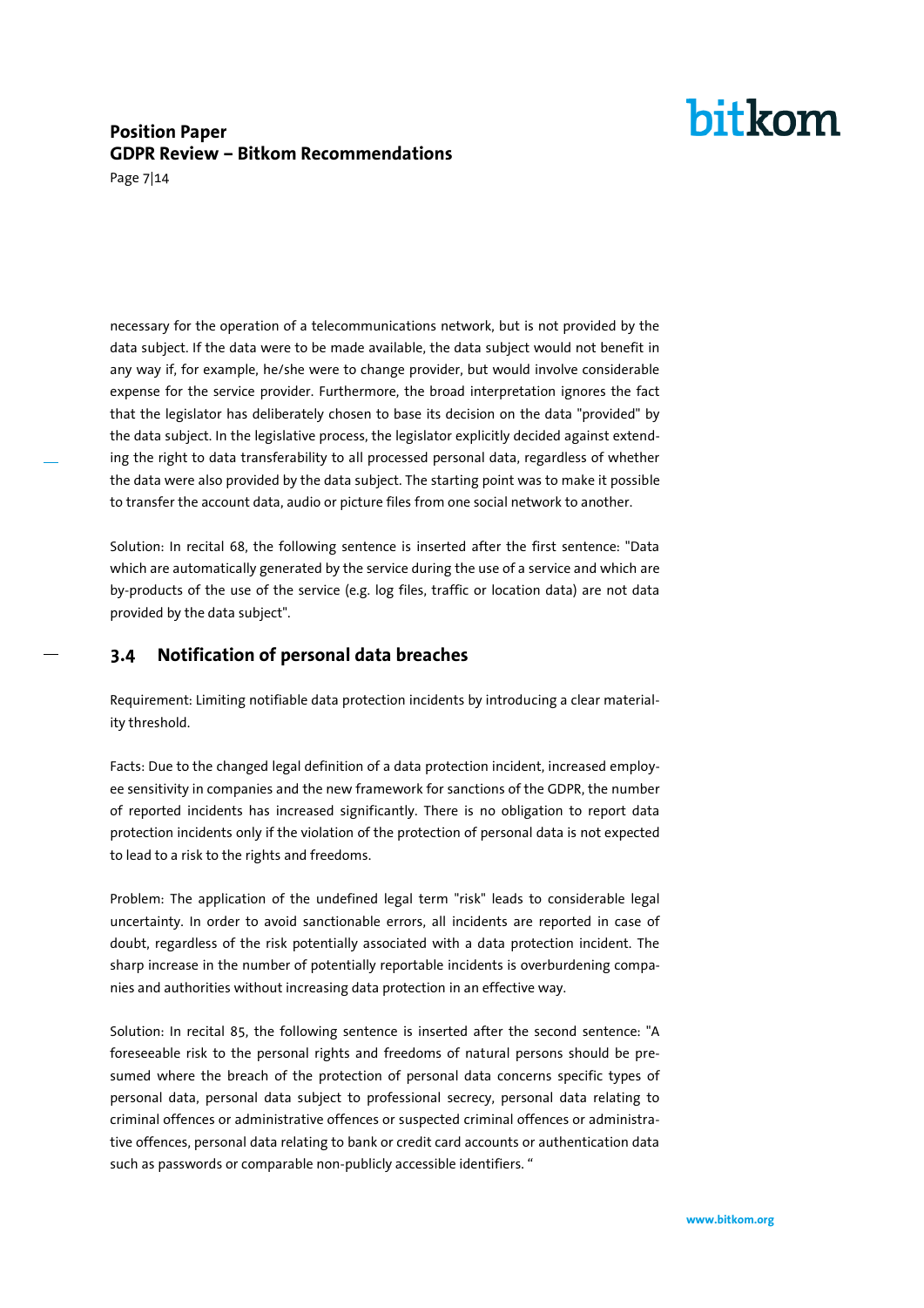necessary for the operation of a telecommunications network, but is not provided by the data subject. If the data were to be made available, the data subject would not benefit in any way if, for example, he/she were to change provider, but would involve considerable expense for the service provider. Furthermore, the broad interpretation ignores the fact that the legislator has deliberately chosen to base its decision on the data "provided" by the data subject. In the legislative process, the legislator explicitly decided against extending the right to data transferability to all processed personal data, regardless of whether the data were also provided by the data subject. The starting point was to make it possible to transfer the account data, audio or picture files from one social network to another.

Solution: In recital 68, the following sentence is inserted after the first sentence: "Data which are automatically generated by the service during the use of a service and which are by-products of the use of the service (e.g. log files, traffic or location data) are not data provided by the data subject".

## 3.4 Notification of personal data breaches

Requirement: Limiting notifiable data protection incidents by introducing a clear materiality threshold.

Facts: Due to the changed legal definition of a data protection incident, increased employee sensitivity in companies and the new framework for sanctions of the GDPR, the number of reported incidents has increased significantly. There is no obligation to report data protection incidents only if the violation of the protection of personal data is not expected to lead to a risk to the rights and freedoms.

Problem: The application of the undefined legal term "risk" leads to considerable legal uncertainty. In order to avoid sanctionable errors, all incidents are reported in case of doubt, regardless of the risk potentially associated with a data protection incident. The sharp increase in the number of potentially reportable incidents is overburdening companies and authorities without increasing data protection in an effective way.

Solution: In recital 85, the following sentence is inserted after the second sentence: "A foreseeable risk to the personal rights and freedoms of natural persons should be presumed where the breach of the protection of personal data concerns specific types of personal data, personal data subject to professional secrecy, personal data relating to criminal offences or administrative offences or suspected criminal offences or administrative offences, personal data relating to bank or credit card accounts or authentication data such as passwords or comparable non-publicly accessible identifiers. "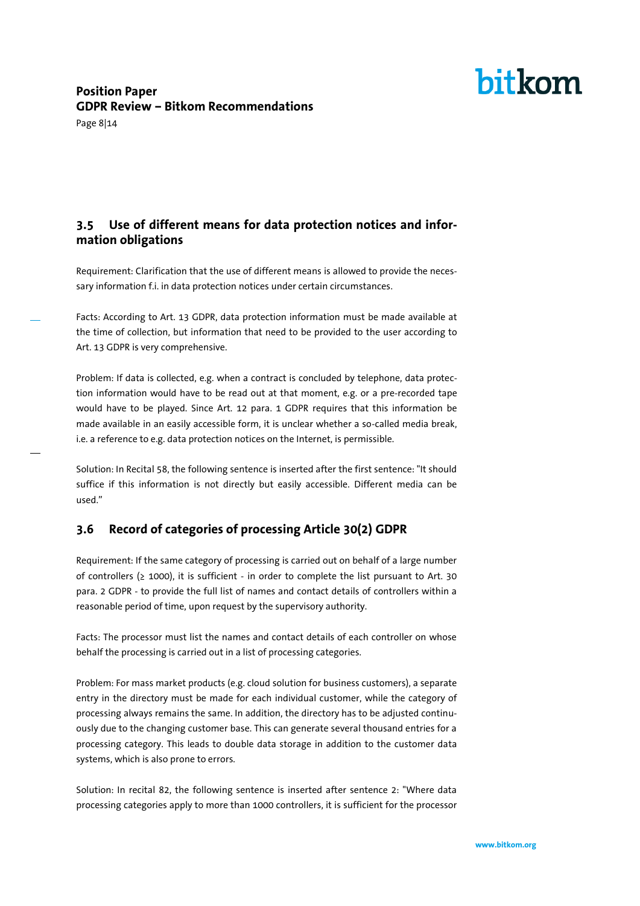## 3.5 Use of different means for data protection notices and information obligations

Requirement: Clarification that the use of different means is allowed to provide the necessary information f.i. in data protection notices under certain circumstances.

Facts: According to Art. 13 GDPR, data protection information must be made available at the time of collection, but information that need to be provided to the user according to Art. 13 GDPR is very comprehensive.

Problem: If data is collected, e.g. when a contract is concluded by telephone, data protection information would have to be read out at that moment, e.g. or a pre-recorded tape would have to be played. Since Art. 12 para. 1 GDPR requires that this information be made available in an easily accessible form, it is unclear whether a so-called media break, i.e. a reference to e.g. data protection notices on the Internet, is permissible.

Solution: In Recital 58, the following sentence is inserted after the first sentence: "It should suffice if this information is not directly but easily accessible. Different media can be used."

## 3.6 Record of categories of processing Article 30(2) GDPR

Requirement: If the same category of processing is carried out on behalf of a large number of controllers (≥ 1000), it is sufficient - in order to complete the list pursuant to Art. 30 para. 2 GDPR - to provide the full list of names and contact details of controllers within a reasonable period of time, upon request by the supervisory authority.

Facts: The processor must list the names and contact details of each controller on whose behalf the processing is carried out in a list of processing categories.

Problem: For mass market products (e.g. cloud solution for business customers), a separate entry in the directory must be made for each individual customer, while the category of processing always remains the same. In addition, the directory has to be adjusted continuously due to the changing customer base. This can generate several thousand entries for a processing category. This leads to double data storage in addition to the customer data systems, which is also prone to errors.

Solution: In recital 82, the following sentence is inserted after sentence 2: "Where data processing categories apply to more than 1000 controllers, it is sufficient for the processor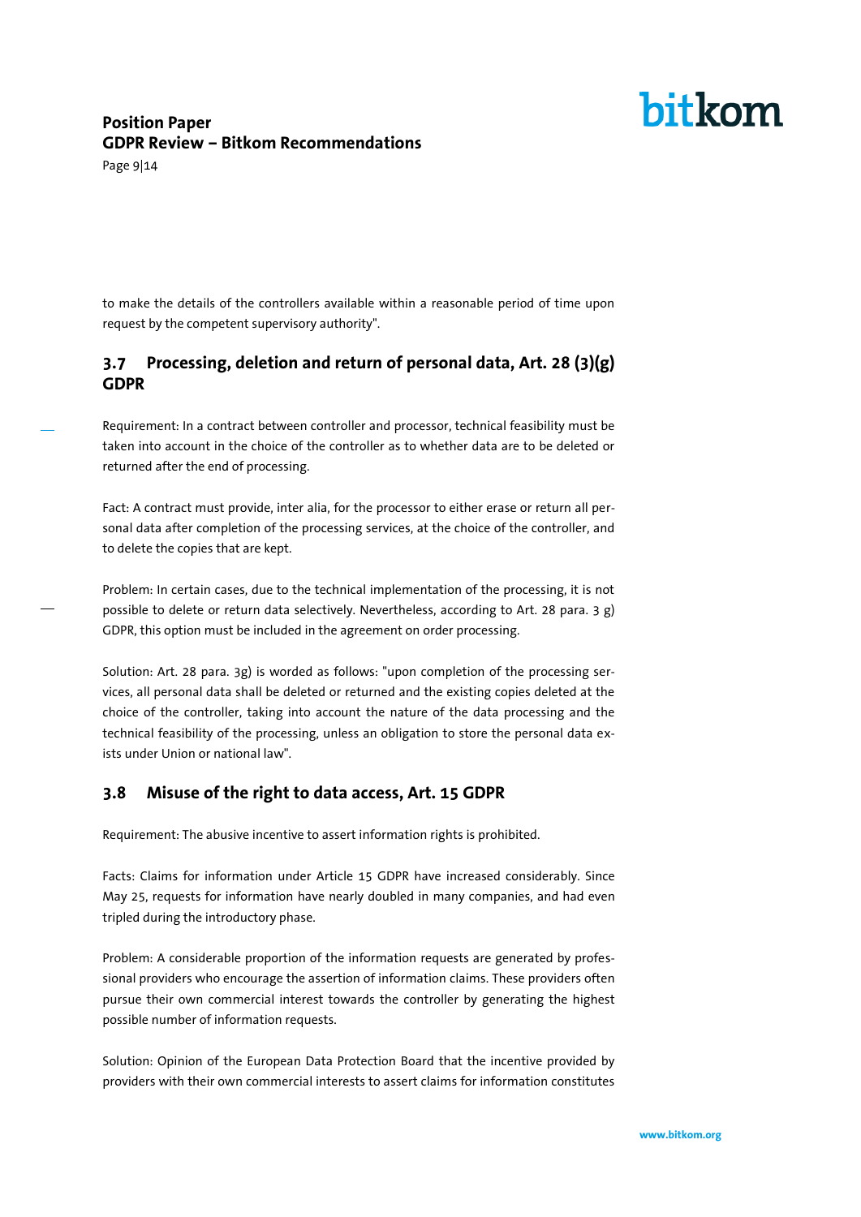to make the details of the controllers available within a reasonable period of time upon request by the competent supervisory authority".

## 3.7 Processing, deletion and return of personal data, Art. 28 (3)(g) GDPR

Requirement: In a contract between controller and processor, technical feasibility must be taken into account in the choice of the controller as to whether data are to be deleted or returned after the end of processing.

Fact: A contract must provide, inter alia, for the processor to either erase or return all personal data after completion of the processing services, at the choice of the controller, and to delete the copies that are kept.

Problem: In certain cases, due to the technical implementation of the processing, it is not possible to delete or return data selectively. Nevertheless, according to Art. 28 para. 3 g) GDPR, this option must be included in the agreement on order processing.

Solution: Art. 28 para. 3g) is worded as follows: "upon completion of the processing services, all personal data shall be deleted or returned and the existing copies deleted at the choice of the controller, taking into account the nature of the data processing and the technical feasibility of the processing, unless an obligation to store the personal data exists under Union or national law".

## 3.8 Misuse of the right to data access, Art. 15 GDPR

Requirement: The abusive incentive to assert information rights is prohibited.

Facts: Claims for information under Article 15 GDPR have increased considerably. Since May 25, requests for information have nearly doubled in many companies, and had even tripled during the introductory phase.

Problem: A considerable proportion of the information requests are generated by professional providers who encourage the assertion of information claims. These providers often pursue their own commercial interest towards the controller by generating the highest possible number of information requests.

Solution: Opinion of the European Data Protection Board that the incentive provided by providers with their own commercial interests to assert claims for information constitutes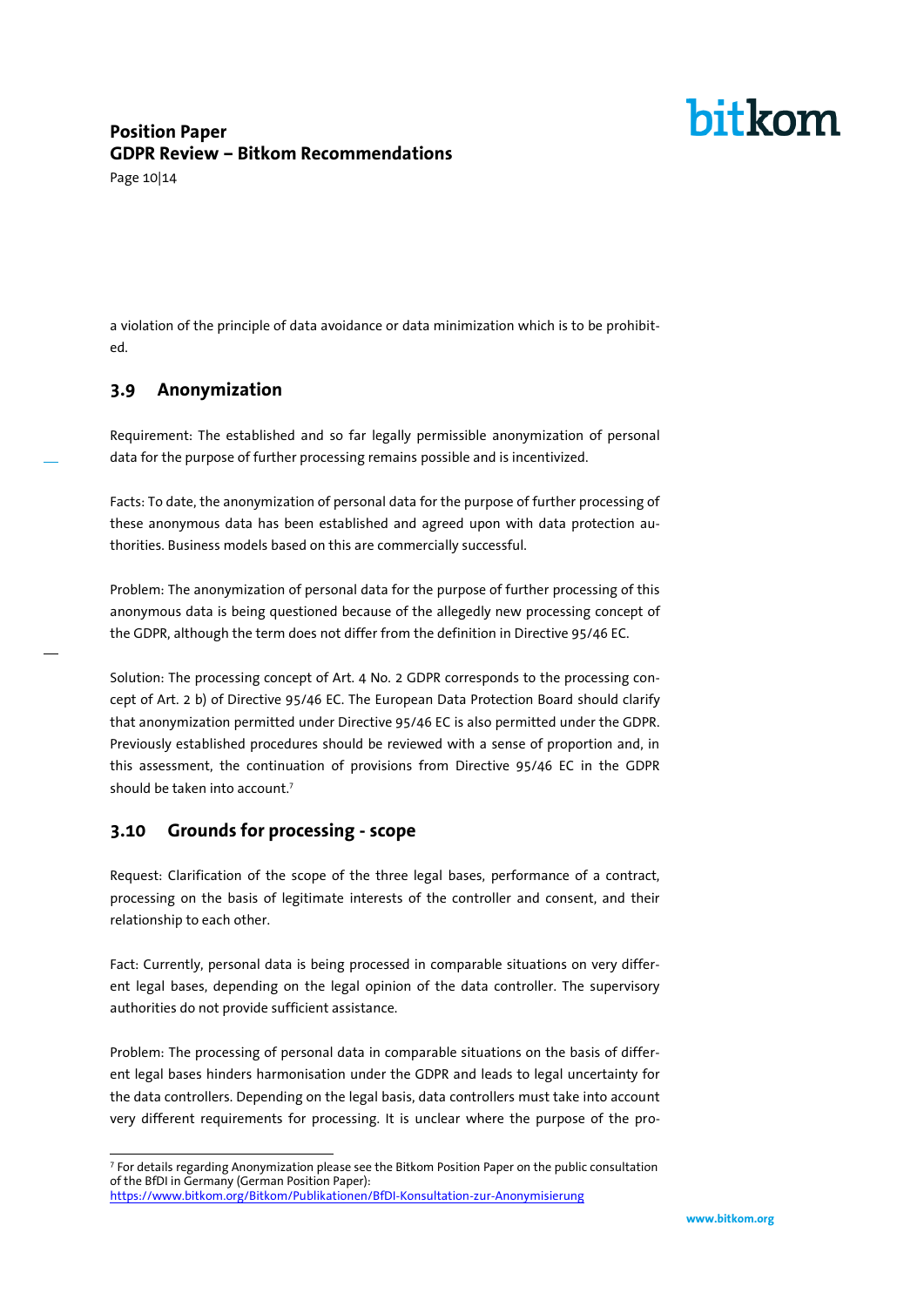a violation of the principle of data avoidance or data minimization which is to be prohibited.

## 3.9 Anonymization

Requirement: The established and so far legally permissible anonymization of personal data for the purpose of further processing remains possible and is incentivized.

Facts: To date, the anonymization of personal data for the purpose of further processing of these anonymous data has been established and agreed upon with data protection authorities. Business models based on this are commercially successful.

Problem: The anonymization of personal data for the purpose of further processing of this anonymous data is being questioned because of the allegedly new processing concept of the GDPR, although the term does not differ from the definition in Directive 95/46 EC.

Solution: The processing concept of Art. 4 No. 2 GDPR corresponds to the processing concept of Art. 2 b) of Directive 95/46 EC. The European Data Protection Board should clarify that anonymization permitted under Directive 95/46 EC is also permitted under the GDPR. Previously established procedures should be reviewed with a sense of proportion and, in this assessment, the continuation of provisions from Directive 95/46 EC in the GDPR should be taken into account.[7]

## 3.10 Grounds for processing - scope

Request: Clarification of the scope of the three legal bases, performance of a contract, processing on the basis of legitimate interests of the controller and consent, and their relationship to each other.

Fact: Currently, personal data is being processed in comparable situations on very different legal bases, depending on the legal opinion of the data controller. The supervisory authorities do not provide sufficient assistance.

Problem: The processing of personal data in comparable situations on the basis of different legal bases hinders harmonisation under the GDPR and leads to legal uncertainty for the data controllers. Depending on the legal basis, data controllers must take into account very different requirements for processing. It is unclear where the purpose of the pro-

---

[7] For details regarding Anonymization please see the Bitkom Position Paper on the public consultation of the BfDI in Germany (German Position Paper): https://www.bitkom.org/Bitkom/Publikationen/BfDI-Konsultation-zur-Anonymisierung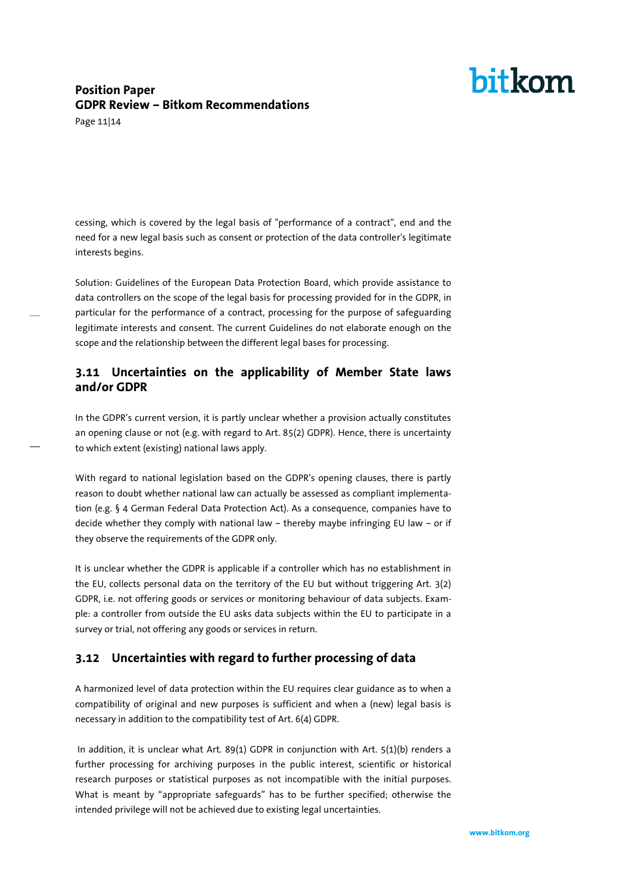cessing, which is covered by the legal basis of "performance of a contract", end and the need for a new legal basis such as consent or protection of the data controller's legitimate interests begins.

Solution: Guidelines of the European Data Protection Board, which provide assistance to data controllers on the scope of the legal basis for processing provided for in the GDPR, in particular for the performance of a contract, processing for the purpose of safeguarding legitimate interests and consent. The current Guidelines do not elaborate enough on the scope and the relationship between the different legal bases for processing.

## 3.11 Uncertainties on the applicability of Member State laws and/or GDPR

In the GDPR's current version, it is partly unclear whether a provision actually constitutes an opening clause or not (e.g. with regard to Art. 85(2) GDPR). Hence, there is uncertainty to which extent (existing) national laws apply.

With regard to national legislation based on the GDPR's opening clauses, there is partly reason to doubt whether national law can actually be assessed as compliant implementation (e.g. § 4 German Federal Data Protection Act). As a consequence, companies have to decide whether they comply with national law – thereby maybe infringing EU law – or if they observe the requirements of the GDPR only.

It is unclear whether the GDPR is applicable if a controller which has no establishment in the EU, collects personal data on the territory of the EU but without triggering Art. 3(2) GDPR, i.e. not offering goods or services or monitoring behaviour of data subjects. Example: a controller from outside the EU asks data subjects within the EU to participate in a survey or trial, not offering any goods or services in return.

## 3.12 Uncertainties with regard to further processing of data

A harmonized level of data protection within the EU requires clear guidance as to when a compatibility of original and new purposes is sufficient and when a (new) legal basis is necessary in addition to the compatibility test of Art. 6(4) GDPR.

In addition, it is unclear what Art. 89(1) GDPR in conjunction with Art. 5(1)(b) renders a further processing for archiving purposes in the public interest, scientific or historical research purposes or statistical purposes as not incompatible with the initial purposes. What is meant by "appropriate safeguards" has to be further specified; otherwise the intended privilege will not be achieved due to existing legal uncertainties.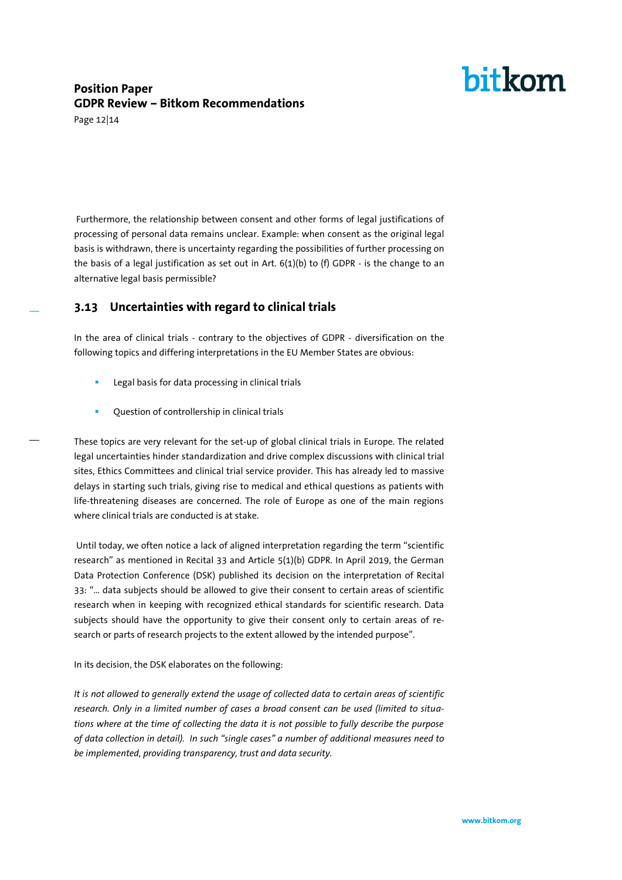Furthermore, the relationship between consent and other forms of legal justifications of processing of personal data remains unclear. Example: when consent as the original legal basis is withdrawn, there is uncertainty regarding the possibilities of further processing on the basis of a legal justification as set out in Art. 6(1)(b) to (f) GDPR - is the change to an alternative legal basis permissible?

## 3.13 Uncertainties with regard to clinical trials

In the area of clinical trials - contrary to the objectives of GDPR - diversification on the following topics and differing interpretations in the EU Member States are obvious:

- Legal basis for data processing in clinical trials
- Question of controllership in clinical trials

These topics are very relevant for the set-up of global clinical trials in Europe. The related legal uncertainties hinder standardization and drive complex discussions with clinical trial sites, Ethics Committees and clinical trial service provider. This has already led to massive delays in starting such trials, giving rise to medical and ethical questions as patients with life-threatening diseases are concerned. The role of Europe as one of the main regions where clinical trials are conducted is at stake.

Until today, we often notice a lack of aligned interpretation regarding the term "scientific research" as mentioned in Recital 33 and Article 5(1)(b) GDPR. In April 2019, the German Data Protection Conference (DSK) published its decision on the interpretation of Recital 33: "… data subjects should be allowed to give their consent to certain areas of scientific research when in keeping with recognized ethical standards for scientific research. Data subjects should have the opportunity to give their consent only to certain areas of research or parts of research projects to the extent allowed by the intended purpose".

In its decision, the DSK elaborates on the following:

*It is not allowed to generally extend the usage of collected data to certain areas of scientific research. Only in a limited number of cases a broad consent can be used (limited to situations where at the time of collecting the data it is not possible to fully describe the purpose of data collection in detail). In such "single cases" a number of additional measures need to be implemented, providing transparency, trust and data security.*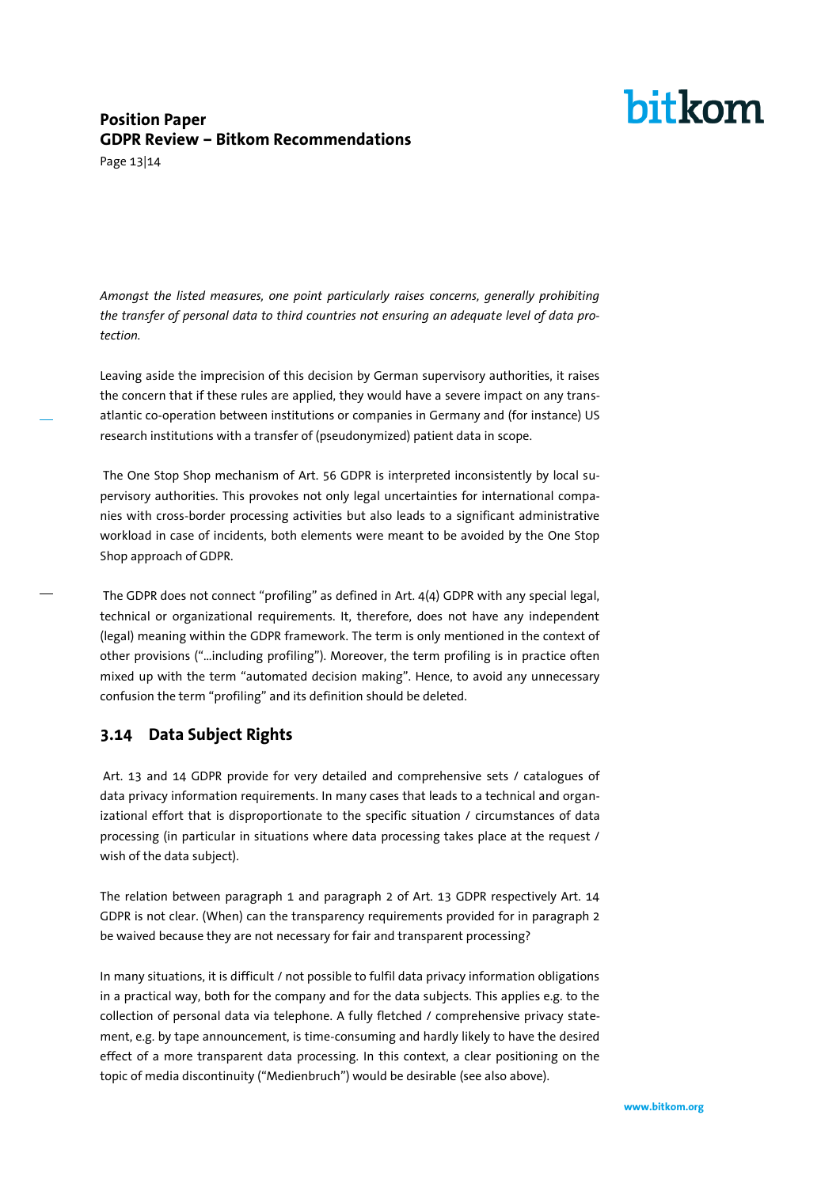*Amongst the listed measures, one point particularly raises concerns, generally prohibiting the transfer of personal data to third countries not ensuring an adequate level of data protection.*

Leaving aside the imprecision of this decision by German supervisory authorities, it raises the concern that if these rules are applied, they would have a severe impact on any transatlantic co-operation between institutions or companies in Germany and (for instance) US research institutions with a transfer of (pseudonymized) patient data in scope.

The One Stop Shop mechanism of Art. 56 GDPR is interpreted inconsistently by local supervisory authorities. This provokes not only legal uncertainties for international companies with cross-border processing activities but also leads to a significant administrative workload in case of incidents, both elements were meant to be avoided by the One Stop Shop approach of GDPR.

The GDPR does not connect "profiling" as defined in Art. 4(4) GDPR with any special legal, technical or organizational requirements. It, therefore, does not have any independent (legal) meaning within the GDPR framework. The term is only mentioned in the context of other provisions ("...including profiling"). Moreover, the term profiling is in practice often mixed up with the term "automated decision making". Hence, to avoid any unnecessary confusion the term "profiling" and its definition should be deleted.

## 3.14 Data Subject Rights

Art. 13 and 14 GDPR provide for very detailed and comprehensive sets / catalogues of data privacy information requirements. In many cases that leads to a technical and organizational effort that is disproportionate to the specific situation / circumstances of data processing (in particular in situations where data processing takes place at the request / wish of the data subject).

The relation between paragraph 1 and paragraph 2 of Art. 13 GDPR respectively Art. 14 GDPR is not clear. (When) can the transparency requirements provided for in paragraph 2 be waived because they are not necessary for fair and transparent processing?

In many situations, it is difficult / not possible to fulfil data privacy information obligations in a practical way, both for the company and for the data subjects. This applies e.g. to the collection of personal data via telephone. A fully fletched / comprehensive privacy statement, e.g. by tape announcement, is time-consuming and hardly likely to have the desired effect of a more transparent data processing. In this context, a clear positioning on the topic of media discontinuity ("Medienbruch") would be desirable (see also above).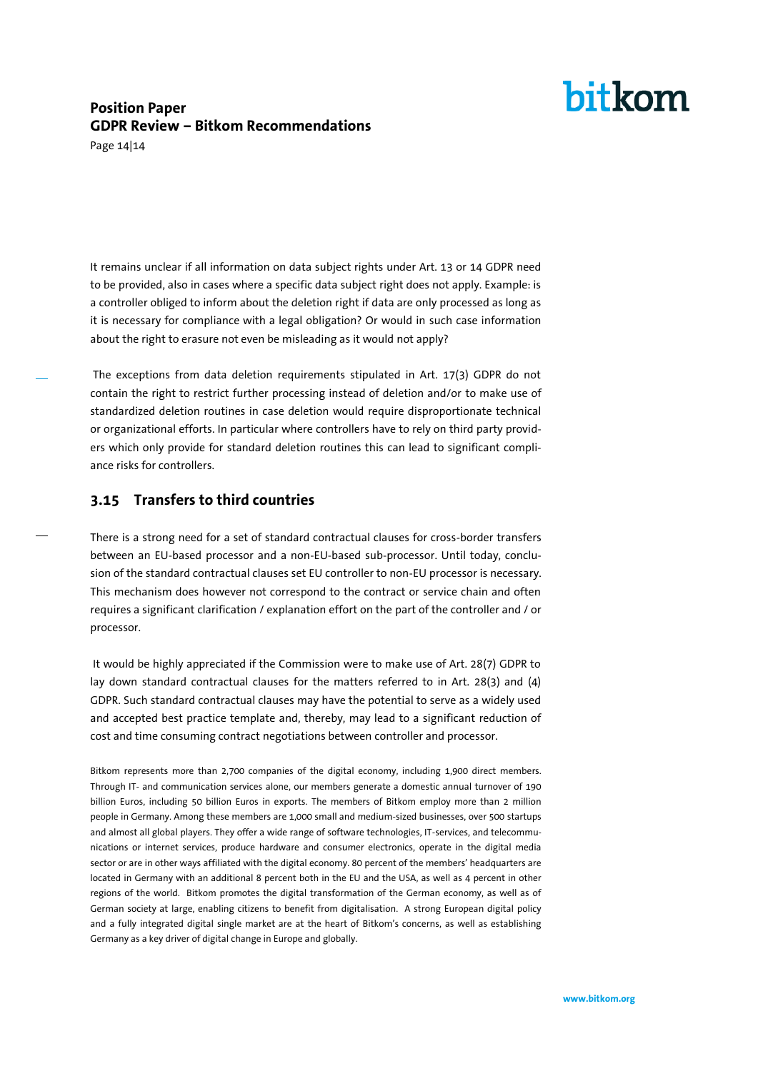It remains unclear if all information on data subject rights under Art. 13 or 14 GDPR need to be provided, also in cases where a specific data subject right does not apply. Example: is a controller obliged to inform about the deletion right if data are only processed as long as it is necessary for compliance with a legal obligation? Or would in such case information about the right to erasure not even be misleading as it would not apply?

The exceptions from data deletion requirements stipulated in Art. 17(3) GDPR do not contain the right to restrict further processing instead of deletion and/or to make use of standardized deletion routines in case deletion would require disproportionate technical or organizational efforts. In particular where controllers have to rely on third party providers which only provide for standard deletion routines this can lead to significant compliance risks for controllers.

## 3.15 Transfers to third countries

There is a strong need for a set of standard contractual clauses for cross-border transfers between an EU-based processor and a non-EU-based sub-processor. Until today, conclusion of the standard contractual clauses set EU controller to non-EU processor is necessary. This mechanism does however not correspond to the contract or service chain and often requires a significant clarification / explanation effort on the part of the controller and / or processor.

It would be highly appreciated if the Commission were to make use of Art. 28(7) GDPR to lay down standard contractual clauses for the matters referred to in Art. 28(3) and (4) GDPR. Such standard contractual clauses may have the potential to serve as a widely used and accepted best practice template and, thereby, may lead to a significant reduction of cost and time consuming contract negotiations between controller and processor.

Bitkom represents more than 2,700 companies of the digital economy, including 1,900 direct members. Through IT- and communication services alone, our members generate a domestic annual turnover of 190 billion Euros, including 50 billion Euros in exports. The members of Bitkom employ more than 2 million people in Germany. Among these members are 1,000 small and medium-sized businesses, over 500 startups and almost all global players. They offer a wide range of software technologies, IT-services, and telecommunications or internet services, produce hardware and consumer electronics, operate in the digital media sector or are in other ways affiliated with the digital economy. 80 percent of the members' headquarters are located in Germany with an additional 8 percent both in the EU and the USA, as well as 4 percent in other regions of the world. Bitkom promotes the digital transformation of the German economy, as well as of German society at large, enabling citizens to benefit from digitalisation. A strong European digital policy and a fully integrated digital single market are at the heart of Bitkom's concerns, as well as establishing Germany as a key driver of digital change in Europe and globally.